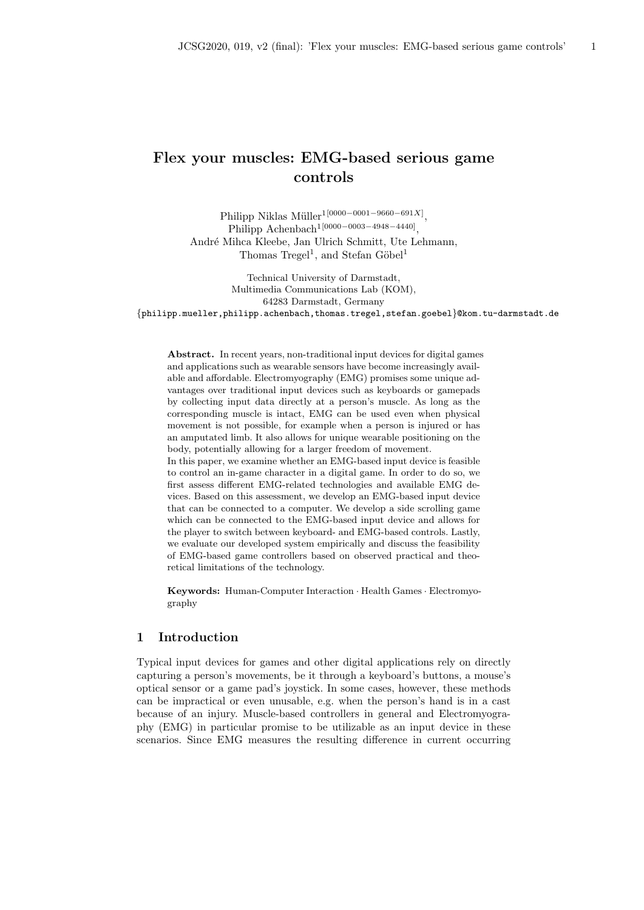# Flex your muscles: EMG-based serious game controls

Philipp Niklas Müller[1[0000−0001−9660−691X]], Philipp Achenbach[1[0000−0003−4948−4440]], André Mihca Kleebe, Jan Ulrich Schmitt, Ute Lehmann, Thomas Tregel[1], and Stefan Göbel[1]

Technical University of Darmstadt,  
Multimedia Communications Lab (KOM),  
64283 Darmstadt, Germany  
{philipp.mueller,philipp.achenbach,thomas.tregel,stefan.goebel}@kom.tu-darmstadt.de

**Abstract.** In recent years, non-traditional input devices for digital games and applications such as wearable sensors have become increasingly available and affordable. Electromyography (EMG) promises some unique advantages over traditional input devices such as keyboards or gamepads by collecting input data directly at a person's muscle. As long as the corresponding muscle is intact, EMG can be used even when physical movement is not possible, for example when a person is injured or has an amputated limb. It also allows for unique wearable positioning on the body, potentially allowing for a larger freedom of movement.  
In this paper, we examine whether an EMG-based input device is feasible to control an in-game character in a digital game. In order to do so, we first assess different EMG-related technologies and available EMG devices. Based on this assessment, we develop an EMG-based input device that can be connected to a computer. We develop a side scrolling game which can be connected to the EMG-based input device and allows for the player to switch between keyboard- and EMG-based controls. Lastly, we evaluate our developed system empirically and discuss the feasibility of EMG-based game controllers based on observed practical and theoretical limitations of the technology.

**Keywords:** Human-Computer Interaction · Health Games · Electromyography

## 1 Introduction

Typical input devices for games and other digital applications rely on directly capturing a person's movements, be it through a keyboard's buttons, a mouse's optical sensor or a game pad's joystick. In some cases, however, these methods can be impractical or even unusable, e.g. when the person's hand is in a cast because of an injury. Muscle-based controllers in general and Electromyography (EMG) in particular promise to be utilizable as an input device in these scenarios. Since EMG measures the resulting difference in current occurring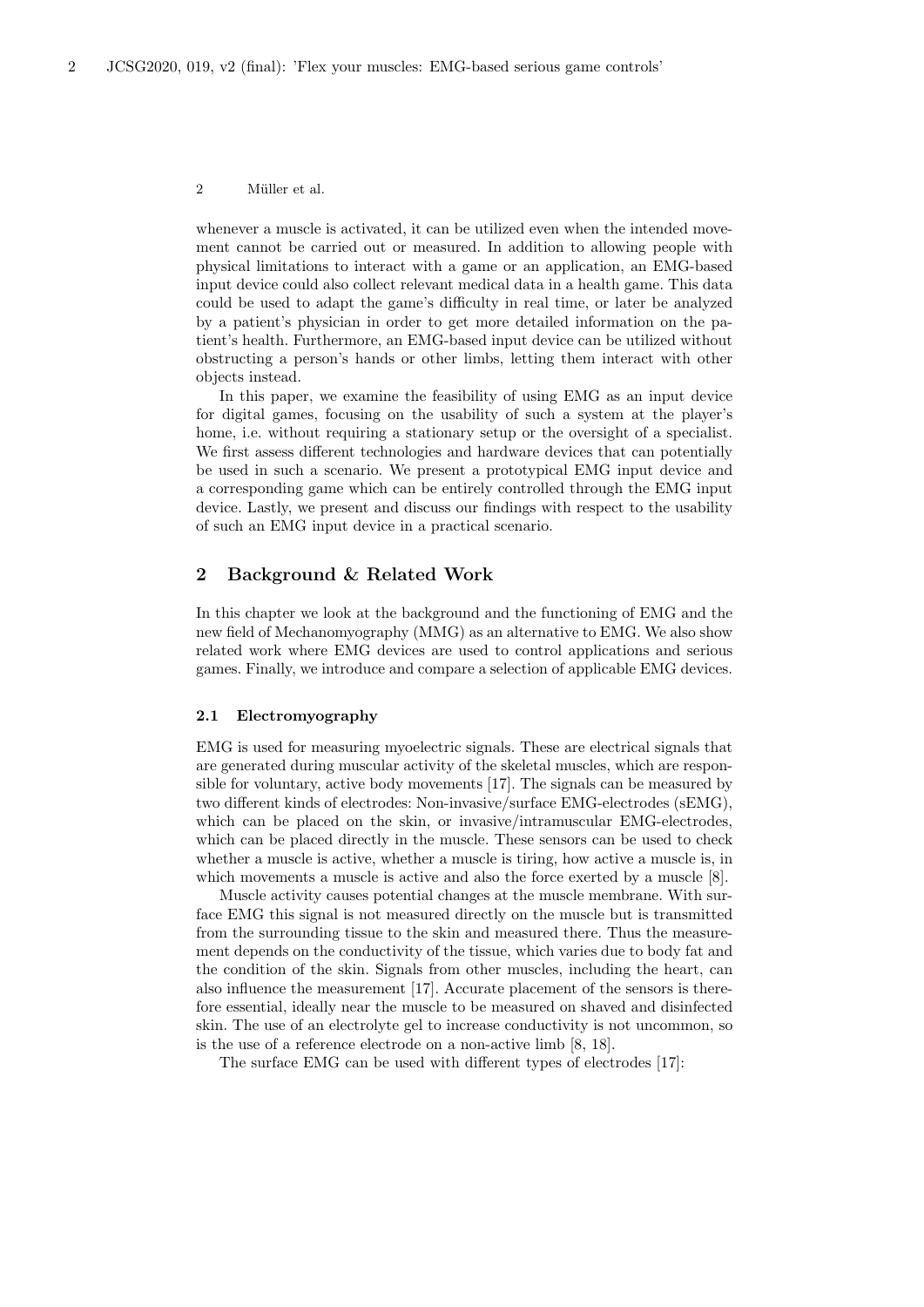whenever a muscle is activated, it can be utilized even when the intended movement cannot be carried out or measured. In addition to allowing people with physical limitations to interact with a game or an application, an EMG-based input device could also collect relevant medical data in a health game. This data could be used to adapt the game's difficulty in real time, or later be analyzed by a patient's physician in order to get more detailed information on the patient's health. Furthermore, an EMG-based input device can be utilized without obstructing a person's hands or other limbs, letting them interact with other objects instead.

In this paper, we examine the feasibility of using EMG as an input device for digital games, focusing on the usability of such a system at the player's home, i.e. without requiring a stationary setup or the oversight of a specialist. We first assess different technologies and hardware devices that can potentially be used in such a scenario. We present a prototypical EMG input device and a corresponding game which can be entirely controlled through the EMG input device. Lastly, we present and discuss our findings with respect to the usability of such an EMG input device in a practical scenario.

## 2 Background & Related Work

In this chapter we look at the background and the functioning of EMG and the new field of Mechanomyography (MMG) as an alternative to EMG. We also show related work where EMG devices are used to control applications and serious games. Finally, we introduce and compare a selection of applicable EMG devices.

### 2.1 Electromyography

EMG is used for measuring myoelectric signals. These are electrical signals that are generated during muscular activity of the skeletal muscles, which are responsible for voluntary, active body movements [17]. The signals can be measured by two different kinds of electrodes: Non-invasive/surface EMG-electrodes (sEMG), which can be placed on the skin, or invasive/intramuscular EMG-electrodes, which can be placed directly in the muscle. These sensors can be used to check whether a muscle is active, whether a muscle is tiring, how active a muscle is, in which movements a muscle is active and also the force exerted by a muscle [8].

Muscle activity causes potential changes at the muscle membrane. With surface EMG this signal is not measured directly on the muscle but is transmitted from the surrounding tissue to the skin and measured there. Thus the measurement depends on the conductivity of the tissue, which varies due to body fat and the condition of the skin. Signals from other muscles, including the heart, can also influence the measurement [17]. Accurate placement of the sensors is therefore essential, ideally near the muscle to be measured on shaved and disinfected skin. The use of an electrolyte gel to increase conductivity is not uncommon, so is the use of a reference electrode on a non-active limb [8, 18].

The surface EMG can be used with different types of electrodes [17]: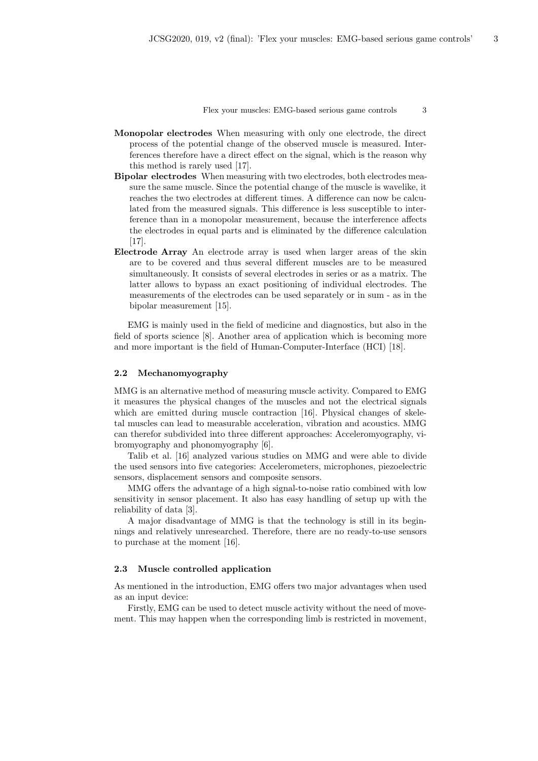**Monopolar electrodes** When measuring with only one electrode, the direct process of the potential change of the observed muscle is measured. Interferences therefore have a direct effect on the signal, which is the reason why this method is rarely used [17].

**Bipolar electrodes** When measuring with two electrodes, both electrodes measure the same muscle. Since the potential change of the muscle is wavelike, it reaches the two electrodes at different times. A difference can now be calculated from the measured signals. This difference is less susceptible to interference than in a monopolar measurement, because the interference affects the electrodes in equal parts and is eliminated by the difference calculation [17].

**Electrode Array** An electrode array is used when larger areas of the skin are to be covered and thus several different muscles are to be measured simultaneously. It consists of several electrodes in series or as a matrix. The latter allows to bypass an exact positioning of individual electrodes. The measurements of the electrodes can be used separately or in sum - as in the bipolar measurement [15].

EMG is mainly used in the field of medicine and diagnostics, but also in the field of sports science [8]. Another area of application which is becoming more and more important is the field of Human-Computer-Interface (HCI) [18].

### 2.2 Mechanomyography

MMG is an alternative method of measuring muscle activity. Compared to EMG it measures the physical changes of the muscles and not the electrical signals which are emitted during muscle contraction [16]. Physical changes of skeletal muscles can lead to measurable acceleration, vibration and acoustics. MMG can therefor subdivided into three different approaches: Acceleromyography, vibromyography and phonomyography [6].

Talib et al. [16] analyzed various studies on MMG and were able to divide the used sensors into five categories: Accelerometers, microphones, piezoelectric sensors, displacement sensors and composite sensors.

MMG offers the advantage of a high signal-to-noise ratio combined with low sensitivity in sensor placement. It also has easy handling of setup up with the reliability of data [3].

A major disadvantage of MMG is that the technology is still in its beginnings and relatively unresearched. Therefore, there are no ready-to-use sensors to purchase at the moment [16].

### 2.3 Muscle controlled application

As mentioned in the introduction, EMG offers two major advantages when used as an input device:

Firstly, EMG can be used to detect muscle activity without the need of movement. This may happen when the corresponding limb is restricted in movement,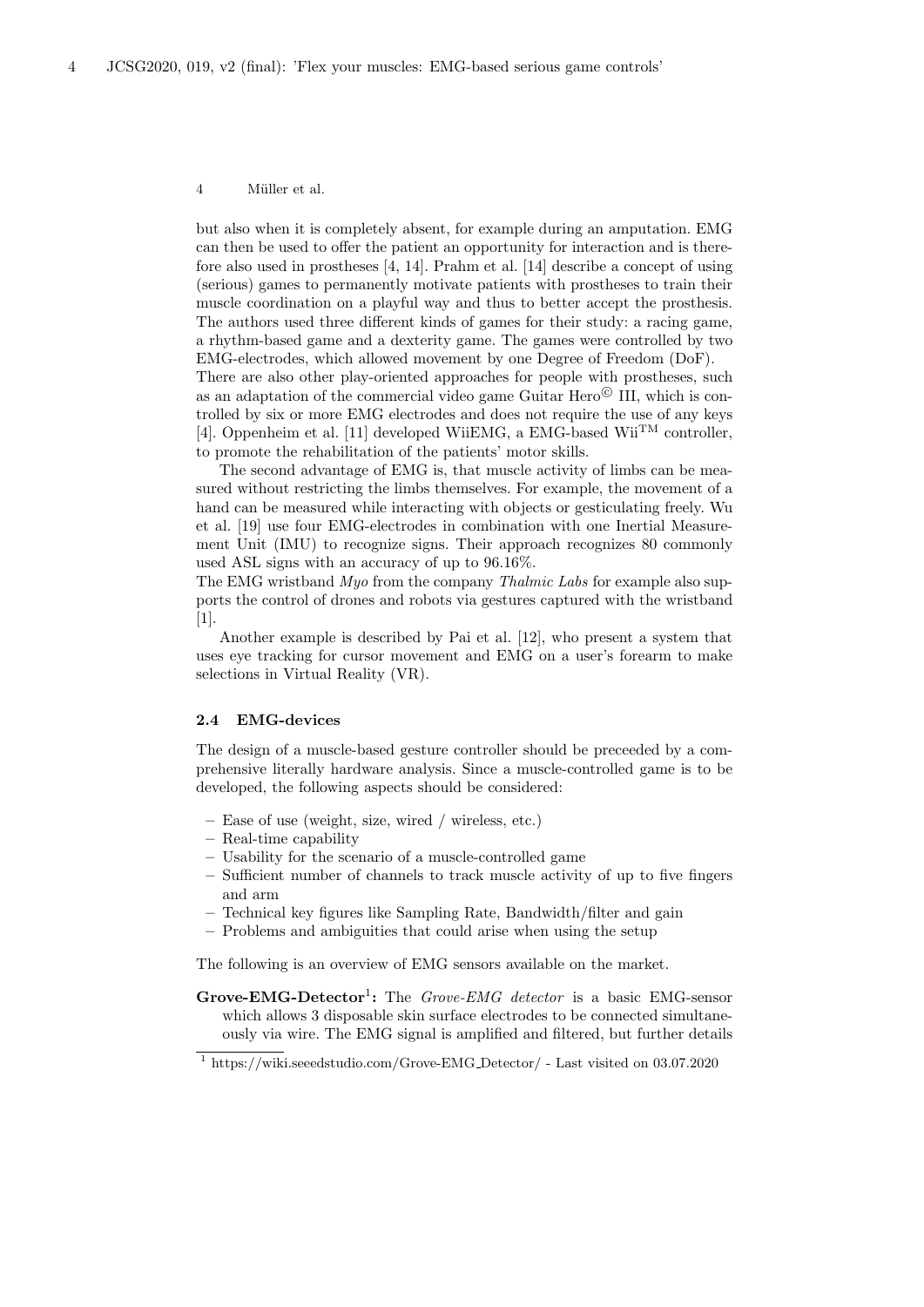but also when it is completely absent, for example during an amputation. EMG can then be used to offer the patient an opportunity for interaction and is therefore also used in prostheses [4, 14]. Prahm et al. [14] describe a concept of using (serious) games to permanently motivate patients with prostheses to train their muscle coordination on a playful way and thus to better accept the prosthesis. The authors used three different kinds of games for their study: a racing game, a rhythm-based game and a dexterity game. The games were controlled by two EMG-electrodes, which allowed movement by one Degree of Freedom (DoF).
There are also other play-oriented approaches for people with prostheses, such as an adaptation of the commercial video game Guitar Hero© III, which is controlled by six or more EMG electrodes and does not require the use of any keys [4]. Oppenheim et al. [11] developed WiiEMG, a EMG-based Wii™ controller, to promote the rehabilitation of the patients' motor skills.

The second advantage of EMG is, that muscle activity of limbs can be measured without restricting the limbs themselves. For example, the movement of a hand can be measured while interacting with objects or gesticulating freely. Wu et al. [19] use four EMG-electrodes in combination with one Inertial Measurement Unit (IMU) to recognize signs. Their approach recognizes 80 commonly used ASL signs with an accuracy of up to 96.16%.
The EMG wristband *Myo* from the company *Thalmic Labs* for example also supports the control of drones and robots via gestures captured with the wristband [1].

Another example is described by Pai et al. [12], who present a system that uses eye tracking for cursor movement and EMG on a user's forearm to make selections in Virtual Reality (VR).

### 2.4 EMG-devices

The design of a muscle-based gesture controller should be preceeded by a comprehensive literally hardware analysis. Since a muscle-controlled game is to be developed, the following aspects should be considered:

- Ease of use (weight, size, wired / wireless, etc.)
- Real-time capability
- Usability for the scenario of a muscle-controlled game
- Sufficient number of channels to track muscle activity of up to five fingers and arm
- Technical key figures like Sampling Rate, Bandwidth/filter and gain
- Problems and ambiguities that could arise when using the setup

The following is an overview of EMG sensors available on the market.

**Grove-EMG-Detector**[1]**:** The *Grove-EMG detector* is a basic EMG-sensor which allows 3 disposable skin surface electrodes to be connected simultaneously via wire. The EMG signal is amplified and filtered, but further details

[1] https://wiki.seeedstudio.com/Grove-EMG_Detector/ - Last visited on 03.07.2020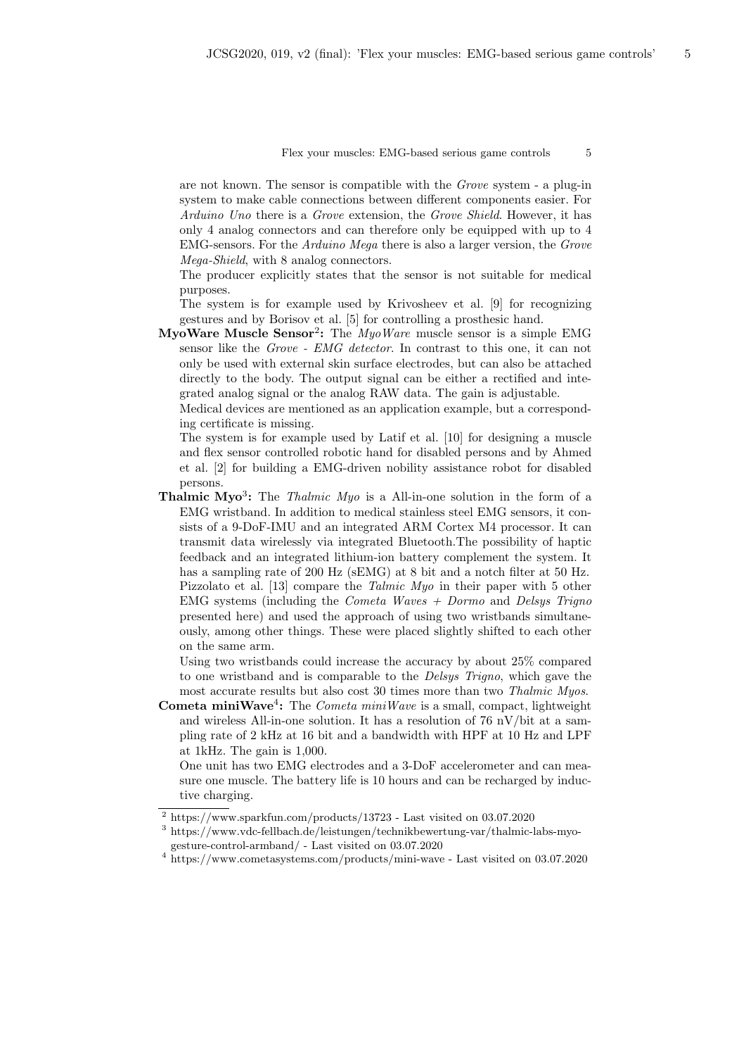are not known. The sensor is compatible with the *Grove* system - a plug-in system to make cable connections between different components easier. For *Arduino Uno* there is a *Grove* extension, the *Grove Shield*. However, it has only 4 analog connectors and can therefore only be equipped with up to 4 EMG-sensors. For the *Arduino Mega* there is also a larger version, the *Grove Mega-Shield*, with 8 analog connectors.

The producer explicitly states that the sensor is not suitable for medical purposes.

The system is for example used by Krivosheev et al. [9] for recognizing gestures and by Borisov et al. [5] for controlling a prosthesic hand.

**MyoWare Muscle Sensor[2]:** The *MyoWare* muscle sensor is a simple EMG sensor like the *Grove - EMG detector*. In contrast to this one, it can not only be used with external skin surface electrodes, but can also be attached directly to the body. The output signal can be either a rectified and integrated analog signal or the analog RAW data. The gain is adjustable.

Medical devices are mentioned as an application example, but a corresponding certificate is missing.

The system is for example used by Latif et al. [10] for designing a muscle and flex sensor controlled robotic hand for disabled persons and by Ahmed et al. [2] for building a EMG-driven nobility assistance robot for disabled persons.

**Thalmic Myo[3]:** The *Thalmic Myo* is a All-in-one solution in the form of a EMG wristband. In addition to medical stainless steel EMG sensors, it consists of a 9-DoF-IMU and an integrated ARM Cortex M4 processor. It can transmit data wirelessly via integrated Bluetooth.The possibility of haptic feedback and an integrated lithium-ion battery complement the system. It has a sampling rate of 200 Hz (sEMG) at 8 bit and a notch filter at 50 Hz. Pizzolato et al. [13] compare the *Talmic Myo* in their paper with 5 other EMG systems (including the *Cometa Waves + Dormo* and *Delsys Trigno* presented here) and used the approach of using two wristbands simultaneously, among other things. These were placed slightly shifted to each other on the same arm.

Using two wristbands could increase the accuracy by about 25% compared to one wristband and is comparable to the *Delsys Trigno*, which gave the most accurate results but also cost 30 times more than two *Thalmic Myos*.

**Cometa miniWave[4]:** The *Cometa miniWave* is a small, compact, lightweight and wireless All-in-one solution. It has a resolution of 76 nV/bit at a sampling rate of 2 kHz at 16 bit and a bandwidth with HPF at 10 Hz and LPF at 1kHz. The gain is 1,000.

One unit has two EMG electrodes and a 3-DoF accelerometer and can measure one muscle. The battery life is 10 hours and can be recharged by inductive charging.

---

[2] https://www.sparkfun.com/products/13723 - Last visited on 03.07.2020

[3] https://www.vdc-fellbach.de/leistungen/technikbewertung-var/thalmic-labs-myo-gesture-control-armband/ - Last visited on 03.07.2020

[4] https://www.cometasystems.com/products/mini-wave - Last visited on 03.07.2020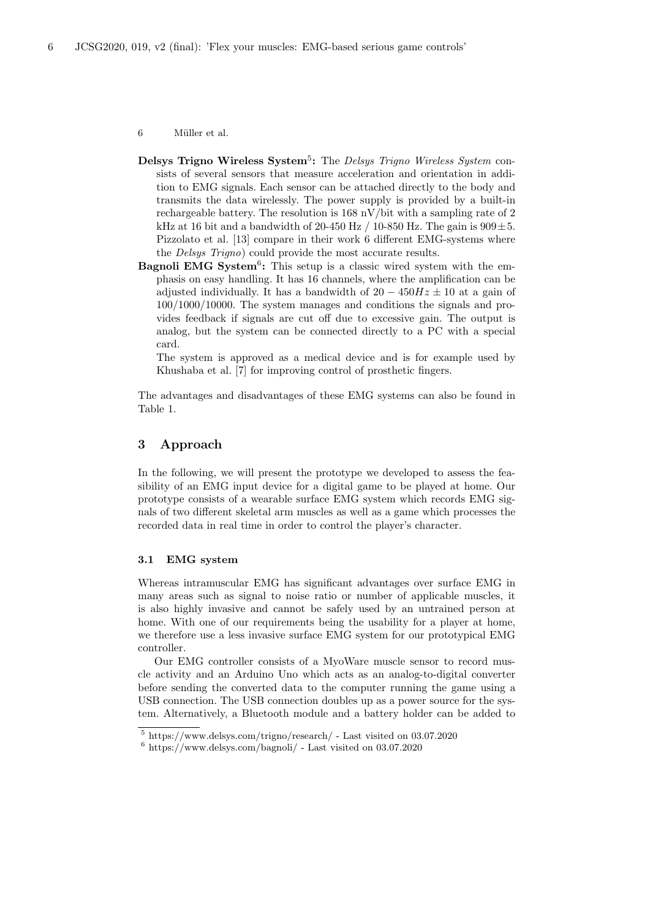- **Delsys Trigno Wireless System**[5]**:** The *Delsys Trigno Wireless System* consists of several sensors that measure acceleration and orientation in addition to EMG signals. Each sensor can be attached directly to the body and transmits the data wirelessly. The power supply is provided by a built-in rechargeable battery. The resolution is 168 nV/bit with a sampling rate of 2 kHz at 16 bit and a bandwidth of 20-450 Hz / 10-850 Hz. The gain is $909 \pm 5$. Pizzolato et al. [13] compare in their work 6 different EMG-systems where the *Delsys Trigno*) could provide the most accurate results.
- **Bagnoli EMG System**[6]**:** This setup is a classic wired system with the emphasis on easy handling. It has 16 channels, where the amplification can be adjusted individually. It has a bandwidth of $20 - 450Hz \pm 10$ at a gain of 100/1000/10000. The system manages and conditions the signals and provides feedback if signals are cut off due to excessive gain. The output is analog, but the system can be connected directly to a PC with a special card.

  The system is approved as a medical device and is for example used by Khushaba et al. [7] for improving control of prosthetic fingers.

The advantages and disadvantages of these EMG systems can also be found in Table 1.

## 3 Approach

In the following, we will present the prototype we developed to assess the feasibility of an EMG input device for a digital game to be played at home. Our prototype consists of a wearable surface EMG system which records EMG signals of two different skeletal arm muscles as well as a game which processes the recorded data in real time in order to control the player's character.

### 3.1 EMG system

Whereas intramuscular EMG has significant advantages over surface EMG in many areas such as signal to noise ratio or number of applicable muscles, it is also highly invasive and cannot be safely used by an untrained person at home. With one of our requirements being the usability for a player at home, we therefore use a less invasive surface EMG system for our prototypical EMG controller.

Our EMG controller consists of a MyoWare muscle sensor to record muscle activity and an Arduino Uno which acts as an analog-to-digital converter before sending the converted data to the computer running the game using a USB connection. The USB connection doubles up as a power source for the system. Alternatively, a Bluetooth module and a battery holder can be added to

[5] https://www.delsys.com/trigno/research/ - Last visited on 03.07.2020

[6] https://www.delsys.com/bagnoli/ - Last visited on 03.07.2020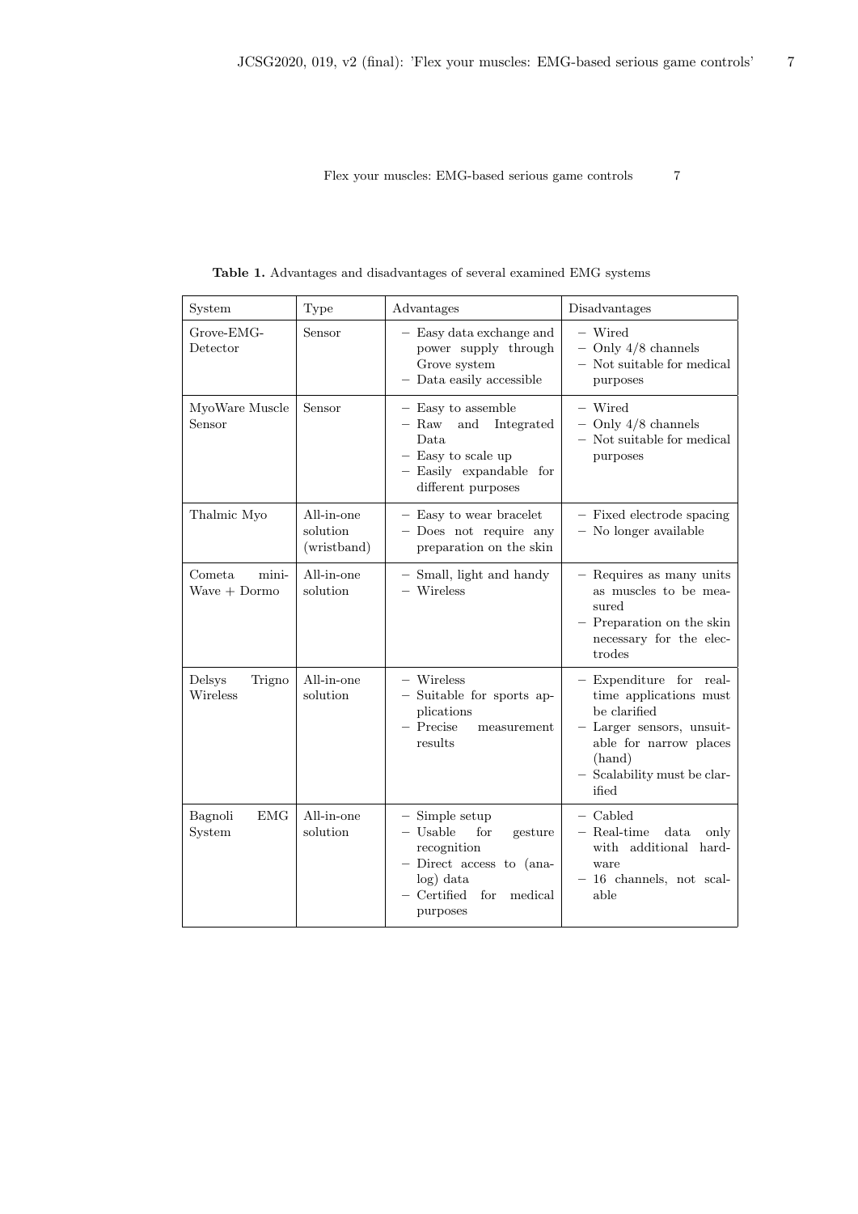**Table 1.** Advantages and disadvantages of several examined EMG systems

| System | Type | Advantages | Disadvantages |
|---|---|---|---|
| Grove-EMG-Detector | Sensor | – Easy data exchange and power supply through Grove system<br>– Data easily accessible | – Wired<br>– Only 4/8 channels<br>– Not suitable for medical purposes |
| MyoWare Muscle Sensor | Sensor | – Easy to assemble<br>– Raw and Integrated Data<br>– Easy to scale up<br>– Easily expandable for different purposes | – Wired<br>– Only 4/8 channels<br>– Not suitable for medical purposes |
| Thalmic Myo | All-in-one solution (wristband) | – Easy to wear bracelet<br>– Does not require any preparation on the skin | – Fixed electrode spacing<br>– No longer available |
| Cometa mini-Wave + Dormo | All-in-one solution | – Small, light and handy<br>– Wireless | – Requires as many units as muscles to be measured<br>– Preparation on the skin necessary for the electrodes |
| Delsys Trigno Wireless | All-in-one solution | – Wireless<br>– Suitable for sports applications<br>– Precise measurement results | – Expenditure for real-time applications must be clarified<br>– Larger sensors, unsuitable for narrow places (hand)<br>– Scalability must be clarified |
| Bagnoli EMG System | All-in-one solution | – Simple setup<br>– Usable for gesture recognition<br>– Direct access to (analog) data<br>– Certified for medical purposes | – Cabled<br>– Real-time data only with additional hardware<br>– 16 channels, not scalable |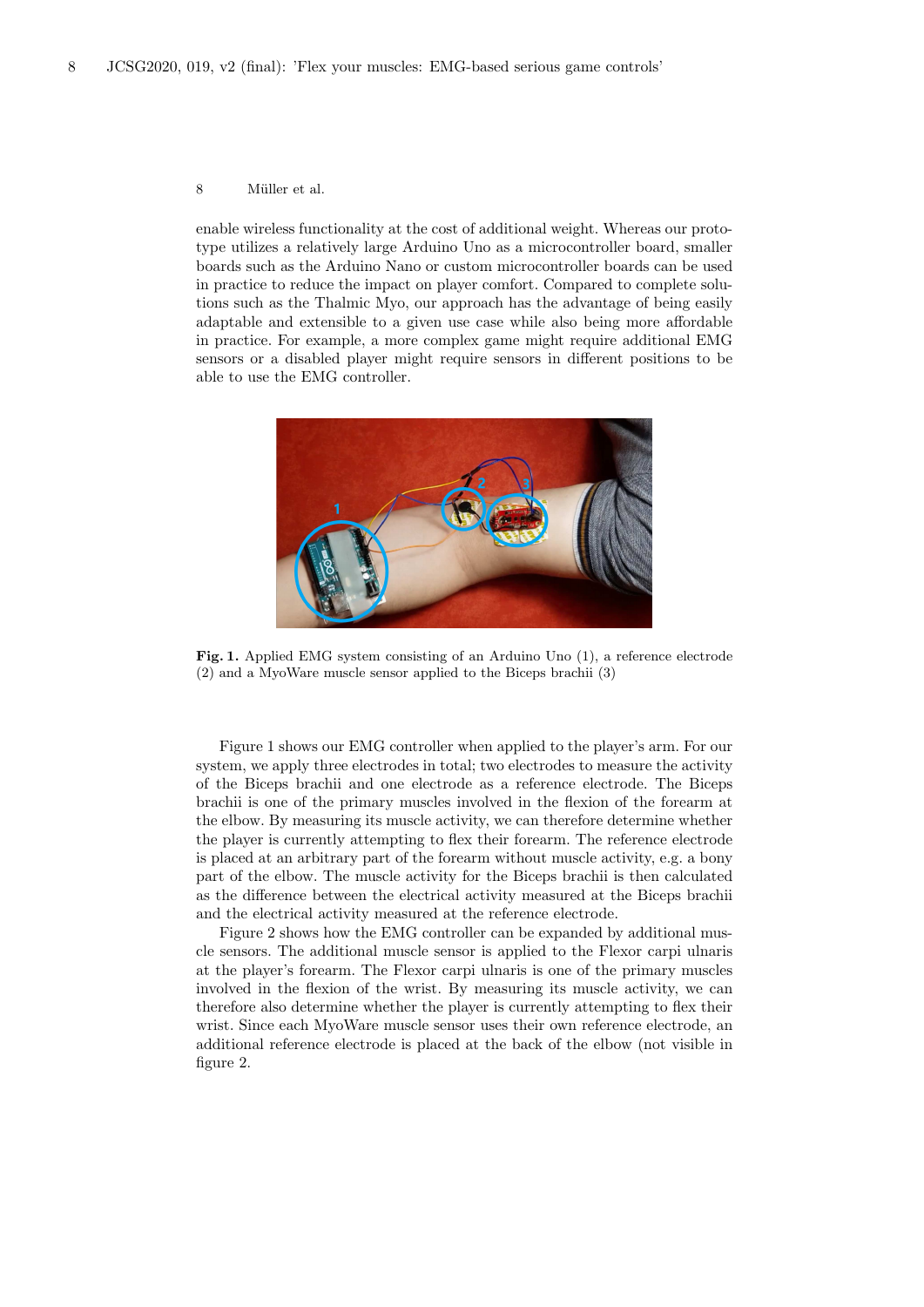enable wireless functionality at the cost of additional weight. Whereas our prototype utilizes a relatively large Arduino Uno as a microcontroller board, smaller boards such as the Arduino Nano or custom microcontroller boards can be used in practice to reduce the impact on player comfort. Compared to complete solutions such as the Thalmic Myo, our approach has the advantage of being easily adaptable and extensible to a given use case while also being more affordable in practice. For example, a more complex game might require additional EMG sensors or a disabled player might require sensors in different positions to be able to use the EMG controller.

1
2
3

**Fig. 1.** Applied EMG system consisting of an Arduino Uno (1), a reference electrode (2) and a MyoWare muscle sensor applied to the Biceps brachii (3)

Figure 1 shows our EMG controller when applied to the player's arm. For our system, we apply three electrodes in total; two electrodes to measure the activity of the Biceps brachii and one electrode as a reference electrode. The Biceps brachii is one of the primary muscles involved in the flexion of the forearm at the elbow. By measuring its muscle activity, we can therefore determine whether the player is currently attempting to flex their forearm. The reference electrode is placed at an arbitrary part of the forearm without muscle activity, e.g. a bony part of the elbow. The muscle activity for the Biceps brachii is then calculated as the difference between the electrical activity measured at the Biceps brachii and the electrical activity measured at the reference electrode.

Figure 2 shows how the EMG controller can be expanded by additional muscle sensors. The additional muscle sensor is applied to the Flexor carpi ulnaris at the player's forearm. The Flexor carpi ulnaris is one of the primary muscles involved in the flexion of the wrist. By measuring its muscle activity, we can therefore also determine whether the player is currently attempting to flex their wrist. Since each MyoWare muscle sensor uses their own reference electrode, an additional reference electrode is placed at the back of the elbow (not visible in figure 2.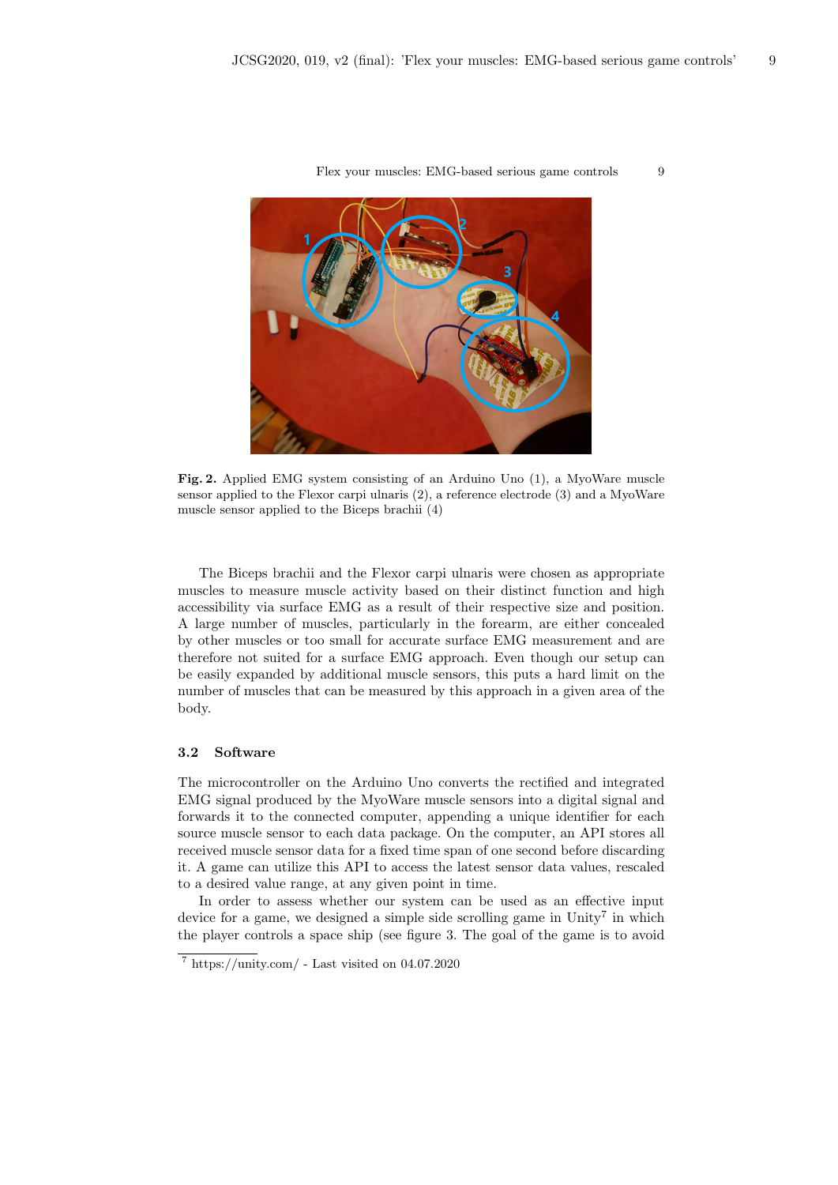Fig. 2. Applied EMG system consisting of an Arduino Uno (1), a MyoWare muscle sensor applied to the Flexor carpi ulnaris (2), a reference electrode (3) and a MyoWare muscle sensor applied to the Biceps brachii (4)

The Biceps brachii and the Flexor carpi ulnaris were chosen as appropriate muscles to measure muscle activity based on their distinct function and high accessibility via surface EMG as a result of their respective size and position. A large number of muscles, particularly in the forearm, are either concealed by other muscles or too small for accurate surface EMG measurement and are therefore not suited for a surface EMG approach. Even though our setup can be easily expanded by additional muscle sensors, this puts a hard limit on the number of muscles that can be measured by this approach in a given area of the body.

### 3.2 Software

The microcontroller on the Arduino Uno converts the rectified and integrated EMG signal produced by the MyoWare muscle sensors into a digital signal and forwards it to the connected computer, appending a unique identifier for each source muscle sensor to each data package. On the computer, an API stores all received muscle sensor data for a fixed time span of one second before discarding it. A game can utilize this API to access the latest sensor data values, rescaled to a desired value range, at any given point in time.

In order to assess whether our system can be used as an effective input device for a game, we designed a simple side scrolling game in Unity[7] in which the player controls a space ship (see figure 3. The goal of the game is to avoid

[7] https://unity.com/ - Last visited on 04.07.2020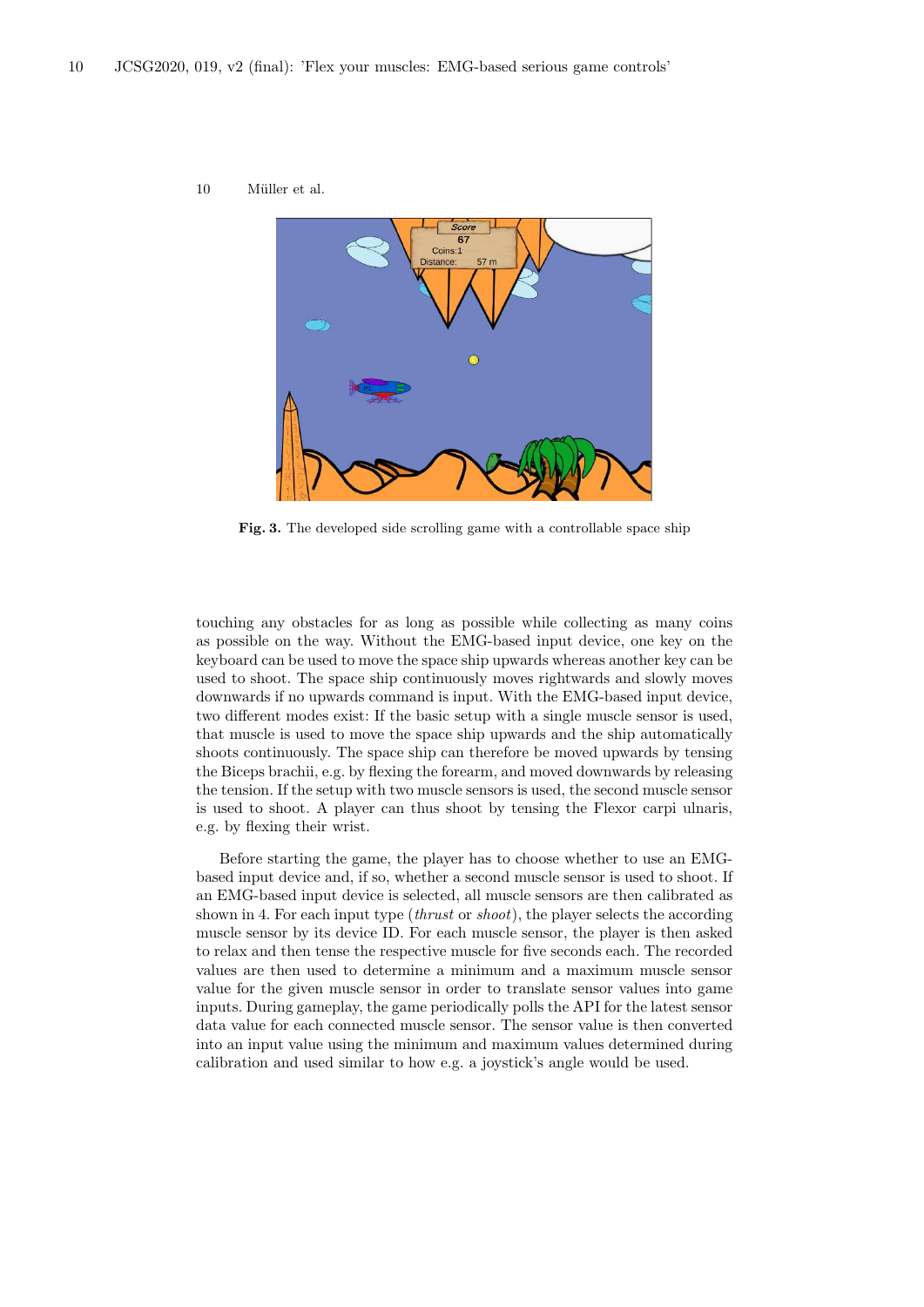Score
67
Coins:1
Distance: 57 m

**Fig. 3.** The developed side scrolling game with a controllable space ship

touching any obstacles for as long as possible while collecting as many coins as possible on the way. Without the EMG-based input device, one key on the keyboard can be used to move the space ship upwards whereas another key can be used to shoot. The space ship continuously moves rightwards and slowly moves downwards if no upwards command is input. With the EMG-based input device, two different modes exist: If the basic setup with a single muscle sensor is used, that muscle is used to move the space ship upwards and the ship automatically shoots continuously. The space ship can therefore be moved upwards by tensing the Biceps brachii, e.g. by flexing the forearm, and moved downwards by releasing the tension. If the setup with two muscle sensors is used, the second muscle sensor is used to shoot. A player can thus shoot by tensing the Flexor carpi ulnaris, e.g. by flexing their wrist.

Before starting the game, the player has to choose whether to use an EMG-based input device and, if so, whether a second muscle sensor is used to shoot. If an EMG-based input device is selected, all muscle sensors are then calibrated as shown in 4. For each input type (*thrust* or *shoot*), the player selects the according muscle sensor by its device ID. For each muscle sensor, the player is then asked to relax and then tense the respective muscle for five seconds each. The recorded values are then used to determine a minimum and a maximum muscle sensor value for the given muscle sensor in order to translate sensor values into game inputs. During gameplay, the game periodically polls the API for the latest sensor data value for each connected muscle sensor. The sensor value is then converted into an input value using the minimum and maximum values determined during calibration and used similar to how e.g. a joystick's angle would be used.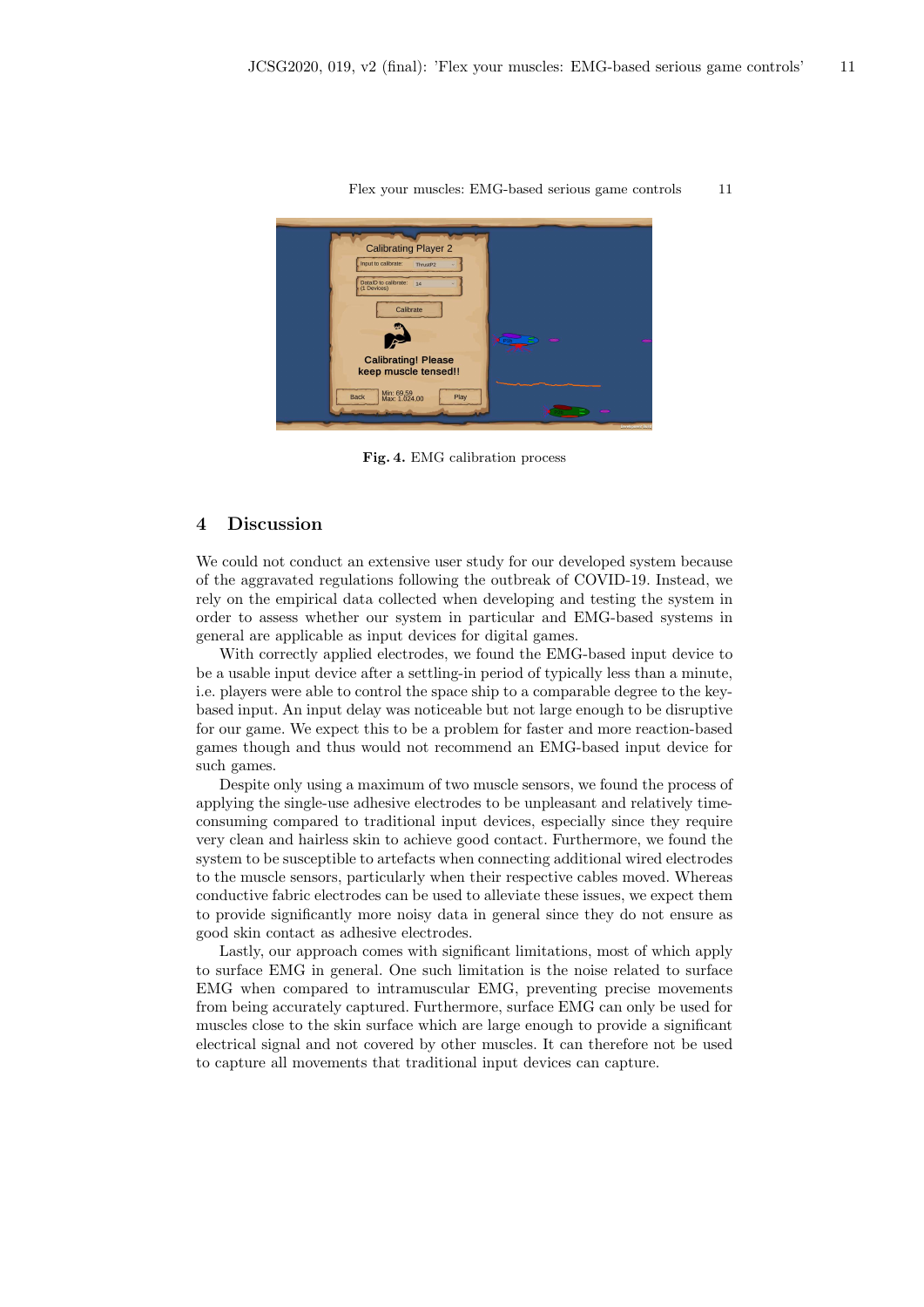Fig. 4. EMG calibration process

## 4 Discussion

We could not conduct an extensive user study for our developed system because of the aggravated regulations following the outbreak of COVID-19. Instead, we rely on the empirical data collected when developing and testing the system in order to assess whether our system in particular and EMG-based systems in general are applicable as input devices for digital games.

With correctly applied electrodes, we found the EMG-based input device to be a usable input device after a settling-in period of typically less than a minute, i.e. players were able to control the space ship to a comparable degree to the key-based input. An input delay was noticeable but not large enough to be disruptive for our game. We expect this to be a problem for faster and more reaction-based games though and thus would not recommend an EMG-based input device for such games.

Despite only using a maximum of two muscle sensors, we found the process of applying the single-use adhesive electrodes to be unpleasant and relatively time-consuming compared to traditional input devices, especially since they require very clean and hairless skin to achieve good contact. Furthermore, we found the system to be susceptible to artefacts when connecting additional wired electrodes to the muscle sensors, particularly when their respective cables moved. Whereas conductive fabric electrodes can be used to alleviate these issues, we expect them to provide significantly more noisy data in general since they do not ensure as good skin contact as adhesive electrodes.

Lastly, our approach comes with significant limitations, most of which apply to surface EMG in general. One such limitation is the noise related to surface EMG when compared to intramuscular EMG, preventing precise movements from being accurately captured. Furthermore, surface EMG can only be used for muscles close to the skin surface which are large enough to provide a significant electrical signal and not covered by other muscles. It can therefore not be used to capture all movements that traditional input devices can capture.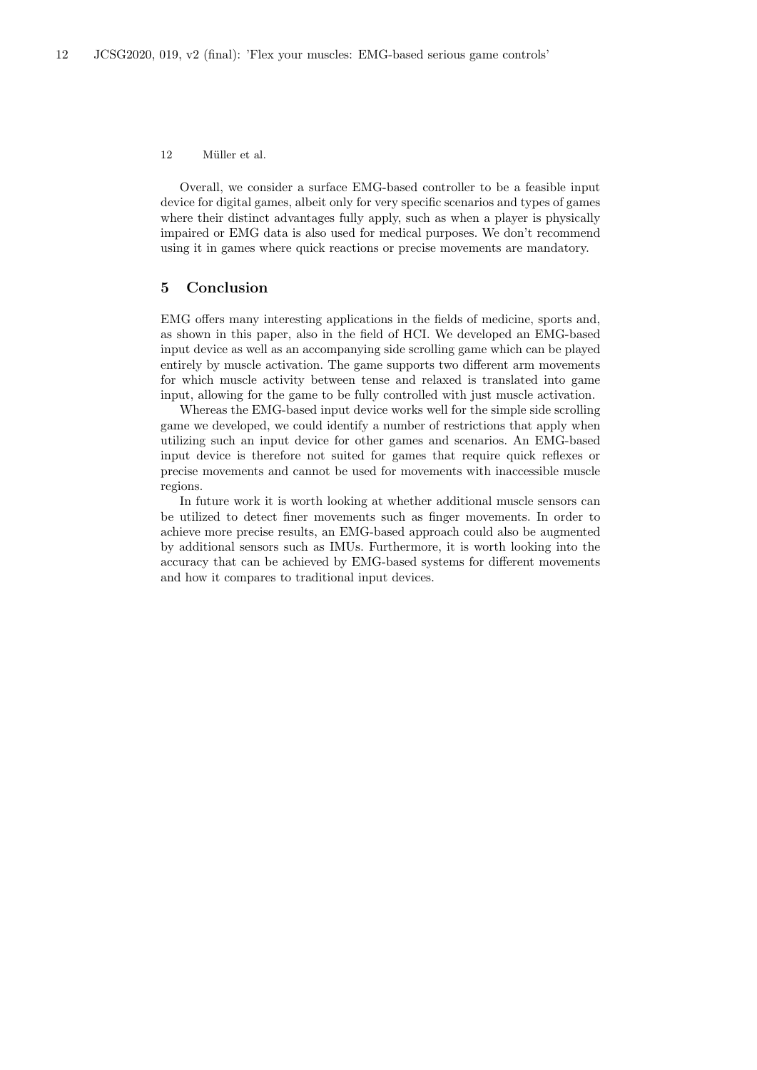Overall, we consider a surface EMG-based controller to be a feasible input device for digital games, albeit only for very specific scenarios and types of games where their distinct advantages fully apply, such as when a player is physically impaired or EMG data is also used for medical purposes. We don't recommend using it in games where quick reactions or precise movements are mandatory.

## 5 Conclusion

EMG offers many interesting applications in the fields of medicine, sports and, as shown in this paper, also in the field of HCI. We developed an EMG-based input device as well as an accompanying side scrolling game which can be played entirely by muscle activation. The game supports two different arm movements for which muscle activity between tense and relaxed is translated into game input, allowing for the game to be fully controlled with just muscle activation.

Whereas the EMG-based input device works well for the simple side scrolling game we developed, we could identify a number of restrictions that apply when utilizing such an input device for other games and scenarios. An EMG-based input device is therefore not suited for games that require quick reflexes or precise movements and cannot be used for movements with inaccessible muscle regions.

In future work it is worth looking at whether additional muscle sensors can be utilized to detect finer movements such as finger movements. In order to achieve more precise results, an EMG-based approach could also be augmented by additional sensors such as IMUs. Furthermore, it is worth looking into the accuracy that can be achieved by EMG-based systems for different movements and how it compares to traditional input devices.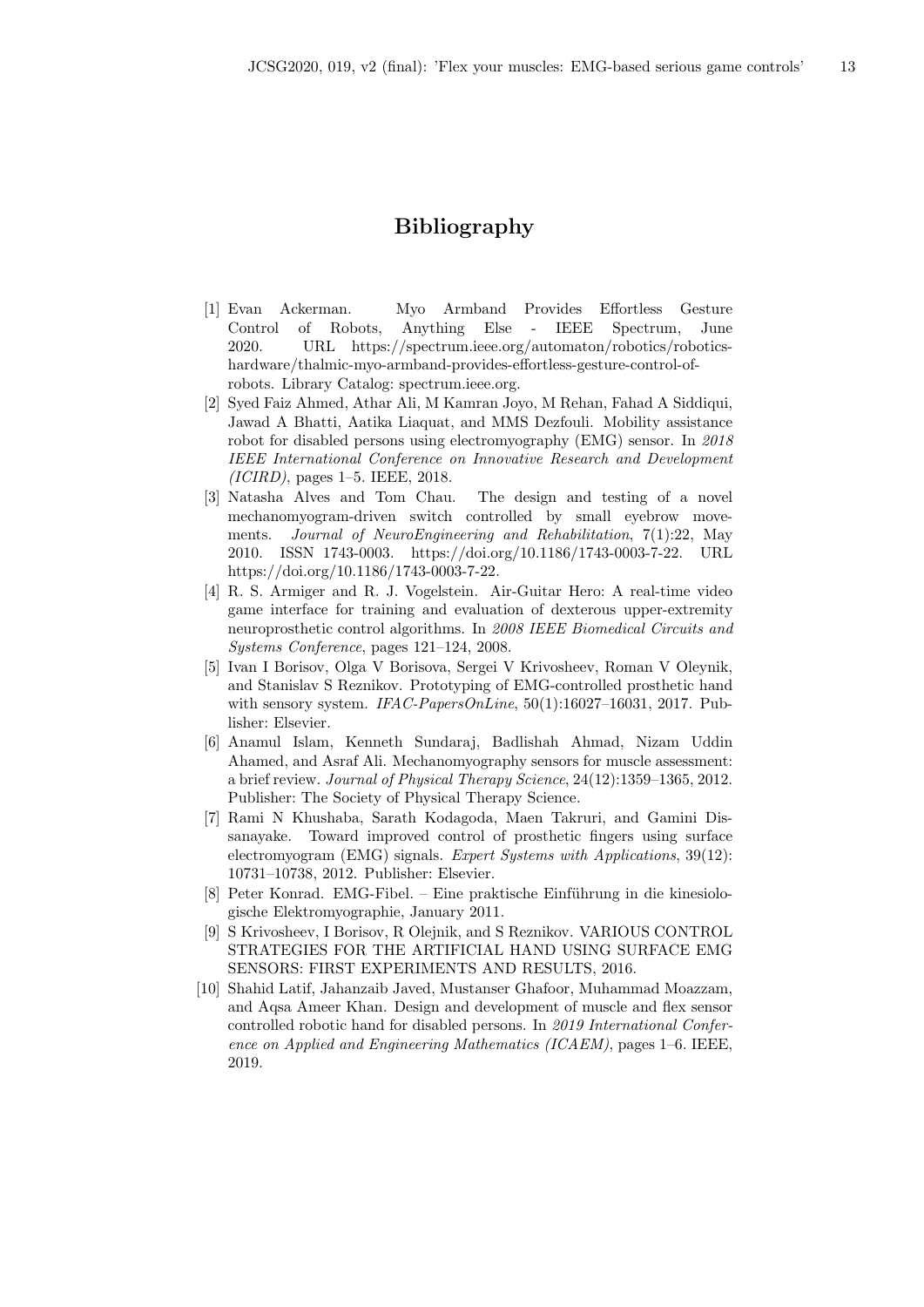# Bibliography

[1] Evan Ackerman. Myo Armband Provides Effortless Gesture Control of Robots, Anything Else - IEEE Spectrum, June 2020. URL https://spectrum.ieee.org/automaton/robotics/robotics-hardware/thalmic-myo-armband-provides-effortless-gesture-control-of-robots. Library Catalog: spectrum.ieee.org.

[2] Syed Faiz Ahmed, Athar Ali, M Kamran Joyo, M Rehan, Fahad A Siddiqui, Jawad A Bhatti, Aatika Liaquat, and MMS Dezfouli. Mobility assistance robot for disabled persons using electromyography (EMG) sensor. In *2018 IEEE International Conference on Innovative Research and Development (ICIRD)*, pages 1–5. IEEE, 2018.

[3] Natasha Alves and Tom Chau. The design and testing of a novel mechanomyogram-driven switch controlled by small eyebrow movements. *Journal of NeuroEngineering and Rehabilitation*, 7(1):22, May 2010. ISSN 1743-0003. https://doi.org/10.1186/1743-0003-7-22. URL https://doi.org/10.1186/1743-0003-7-22.

[4] R. S. Armiger and R. J. Vogelstein. Air-Guitar Hero: A real-time video game interface for training and evaluation of dexterous upper-extremity neuroprosthetic control algorithms. In *2008 IEEE Biomedical Circuits and Systems Conference*, pages 121–124, 2008.

[5] Ivan I Borisov, Olga V Borisova, Sergei V Krivosheev, Roman V Oleynik, and Stanislav S Reznikov. Prototyping of EMG-controlled prosthetic hand with sensory system. *IFAC-PapersOnLine*, 50(1):16027–16031, 2017. Publisher: Elsevier.

[6] Anamul Islam, Kenneth Sundaraj, Badlishah Ahmad, Nizam Uddin Ahamed, and Asraf Ali. Mechanomyography sensors for muscle assessment: a brief review. *Journal of Physical Therapy Science*, 24(12):1359–1365, 2012. Publisher: The Society of Physical Therapy Science.

[7] Rami N Khushaba, Sarath Kodagoda, Maen Takruri, and Gamini Dissanayake. Toward improved control of prosthetic fingers using surface electromyogram (EMG) signals. *Expert Systems with Applications*, 39(12): 10731–10738, 2012. Publisher: Elsevier.

[8] Peter Konrad. EMG-Fibel. – Eine praktische Einführung in die kinesiologische Elektromyographie, January 2011.

[9] S Krivosheev, I Borisov, R Olejnik, and S Reznikov. VARIOUS CONTROL STRATEGIES FOR THE ARTIFICIAL HAND USING SURFACE EMG SENSORS: FIRST EXPERIMENTS AND RESULTS, 2016.

[10] Shahid Latif, Jahanzaib Javed, Mustanser Ghafoor, Muhammad Moazzam, and Aqsa Ameer Khan. Design and development of muscle and flex sensor controlled robotic hand for disabled persons. In *2019 International Conference on Applied and Engineering Mathematics (ICAEM)*, pages 1–6. IEEE, 2019.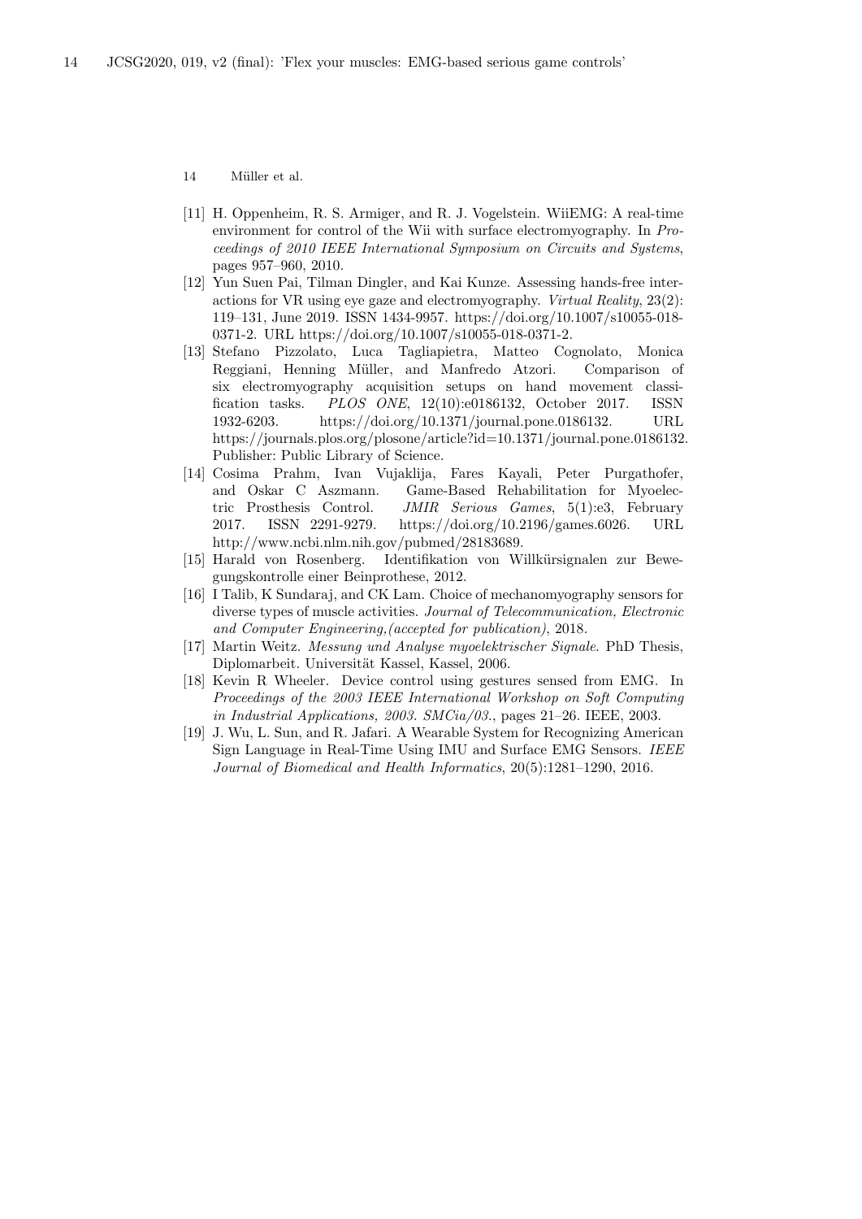[11] H. Oppenheim, R. S. Armiger, and R. J. Vogelstein. WiiEMG: A real-time environment for control of the Wii with surface electromyography. In *Proceedings of 2010 IEEE International Symposium on Circuits and Systems*, pages 957–960, 2010.

[12] Yun Suen Pai, Tilman Dingler, and Kai Kunze. Assessing hands-free interactions for VR using eye gaze and electromyography. *Virtual Reality*, 23(2): 119–131, June 2019. ISSN 1434-9957. https://doi.org/10.1007/s10055-018-0371-2. URL https://doi.org/10.1007/s10055-018-0371-2.

[13] Stefano Pizzolato, Luca Tagliapietra, Matteo Cognolato, Monica Reggiani, Henning Müller, and Manfredo Atzori. Comparison of six electromyography acquisition setups on hand movement classification tasks. *PLOS ONE*, 12(10):e0186132, October 2017. ISSN 1932-6203. https://doi.org/10.1371/journal.pone.0186132. URL https://journals.plos.org/plosone/article?id=10.1371/journal.pone.0186132. Publisher: Public Library of Science.

[14] Cosima Prahm, Ivan Vujaklija, Fares Kayali, Peter Purgathofer, and Oskar C Aszmann. Game-Based Rehabilitation for Myoelectric Prosthesis Control. *JMIR Serious Games*, 5(1):e3, February 2017. ISSN 2291-9279. https://doi.org/10.2196/games.6026. URL http://www.ncbi.nlm.nih.gov/pubmed/28183689.

[15] Harald von Rosenberg. Identifikation von Willkürsignalen zur Bewegungskontrolle einer Beinprothese, 2012.

[16] I Talib, K Sundaraj, and CK Lam. Choice of mechanomyography sensors for diverse types of muscle activities. *Journal of Telecommunication, Electronic and Computer Engineering,(accepted for publication)*, 2018.

[17] Martin Weitz. *Messung und Analyse myoelektrischer Signale*. PhD Thesis, Diplomarbeit. Universität Kassel, Kassel, 2006.

[18] Kevin R Wheeler. Device control using gestures sensed from EMG. In *Proceedings of the 2003 IEEE International Workshop on Soft Computing in Industrial Applications, 2003. SMCia/03.*, pages 21–26. IEEE, 2003.

[19] J. Wu, L. Sun, and R. Jafari. A Wearable System for Recognizing American Sign Language in Real-Time Using IMU and Surface EMG Sensors. *IEEE Journal of Biomedical and Health Informatics*, 20(5):1281–1290, 2016.